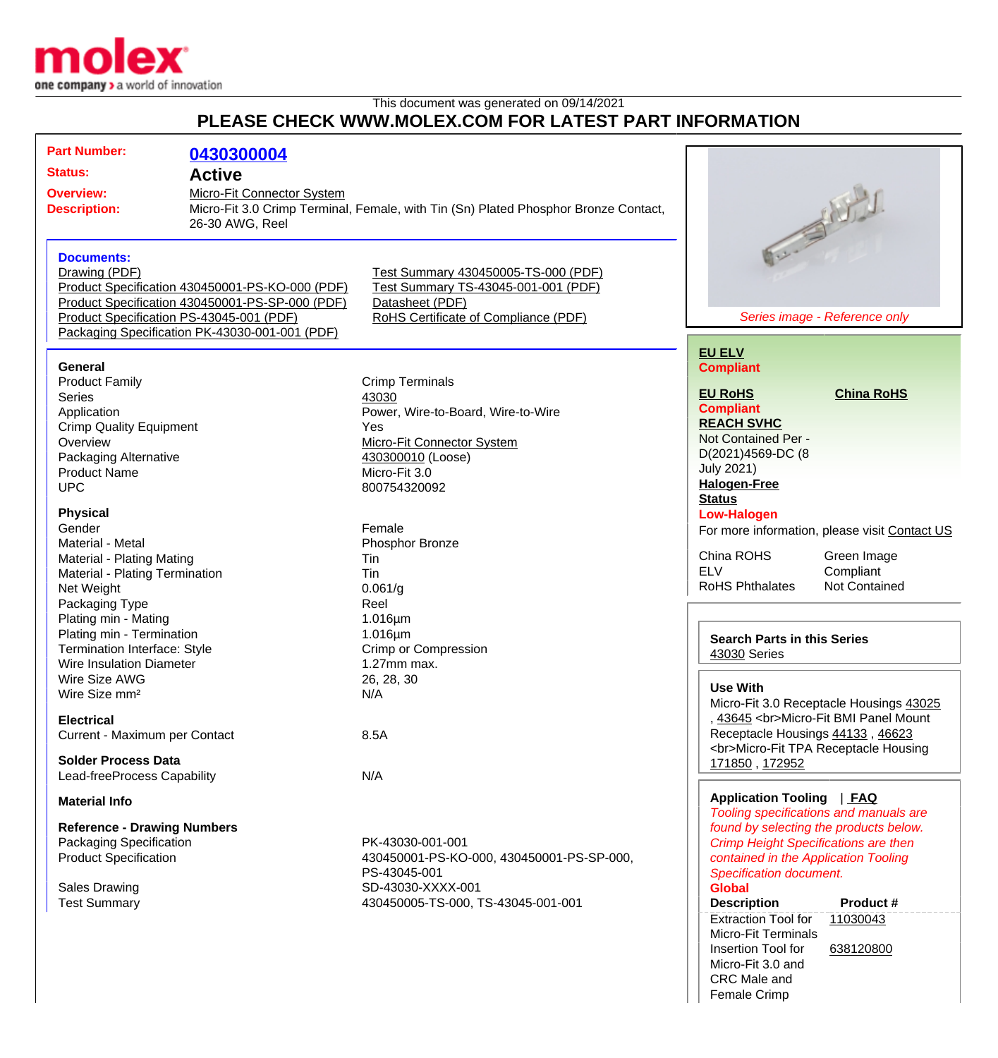molex
one company > a world of innovation

This document was generated on 09/14/2021

# PLEASE CHECK WWW.MOLEX.COM FOR LATEST PART INFORMATION

**Part Number:** 0430300004
**Status:** Active
**Overview:** Micro-Fit Connector System
**Description:** Micro-Fit 3.0 Crimp Terminal, Female, with Tin (Sn) Plated Phosphor Bronze Contact, 26-30 AWG, Reel

**Documents:**
- Drawing (PDF)
- Product Specification 430450001-PS-KO-000 (PDF)
- Product Specification 430450001-PS-SP-000 (PDF)
- Product Specification PS-43045-001 (PDF)
- Packaging Specification PK-43030-001-001 (PDF)
- Test Summary 430450005-TS-000 (PDF)
- Test Summary TS-43045-001-001 (PDF)
- Datasheet (PDF)
- RoHS Certificate of Compliance (PDF)

*Series image - Reference only*

**General**

| | |
|---|---|
| Product Family | Crimp Terminals |
| Series | 43030 |
| Application | Power, Wire-to-Board, Wire-to-Wire |
| Crimp Quality Equipment | Yes |
| Overview | Micro-Fit Connector System |
| Packaging Alternative | 430300010 (Loose) |
| Product Name | Micro-Fit 3.0 |
| UPC | 800754320092 |

**Physical**

| | |
|---|---|
| Gender | Female |
| Material - Metal | Phosphor Bronze |
| Material - Plating Mating | Tin |
| Material - Plating Termination | Tin |
| Net Weight | 0.061/g |
| Packaging Type | Reel |
| Plating min - Mating | 1.016µm |
| Plating min - Termination | 1.016µm |
| Termination Interface: Style | Crimp or Compression |
| Wire Insulation Diameter | 1.27mm max. |
| Wire Size AWG | 26, 28, 30 |
| Wire Size mm² | N/A |

**Electrical**

| | |
|---|---|
| Current - Maximum per Contact | 8.5A |

**Solder Process Data**

| | |
|---|---|
| Lead-freeProcess Capability | N/A |

**Material Info**

**Reference - Drawing Numbers**

| | |
|---|---|
| Packaging Specification | PK-43030-001-001 |
| Product Specification | 430450001-PS-KO-000, 430450001-PS-SP-000, PS-43045-001 |
| Sales Drawing | SD-43030-XXXX-001 |
| Test Summary | 430450005-TS-000, TS-43045-001-001 |

**EU ELV**
**Compliant**

**EU RoHS** **China RoHS**
**Compliant**

**REACH SVHC**
Not Contained Per - D(2021)4569-DC (8 July 2021)

**Halogen-Free Status**
**Low-Halogen**

For more information, please visit Contact US

| | |
|---|---|
| China ROHS | Green Image |
| ELV | Compliant |
| RoHS Phthalates | Not Contained |

**Search Parts in this Series**
43030 Series

**Use With**
Micro-Fit 3.0 Receptacle Housings 43025 , 43645 <br>Micro-Fit BMI Panel Mount Receptacle Housings 44133 , 46623 <br>Micro-Fit TPA Receptacle Housing 171850 , 172952

**Application Tooling** | FAQ
*Tooling specifications and manuals are found by selecting the products below. Crimp Height Specifications are then contained in the Application Tooling Specification document.*

**Global**

| Description | Product # |
|---|---|
| Extraction Tool for Micro-Fit Terminals | 11030043 |
| Insertion Tool for Micro-Fit 3.0 and CRC Male and Female Crimp | 638120800 |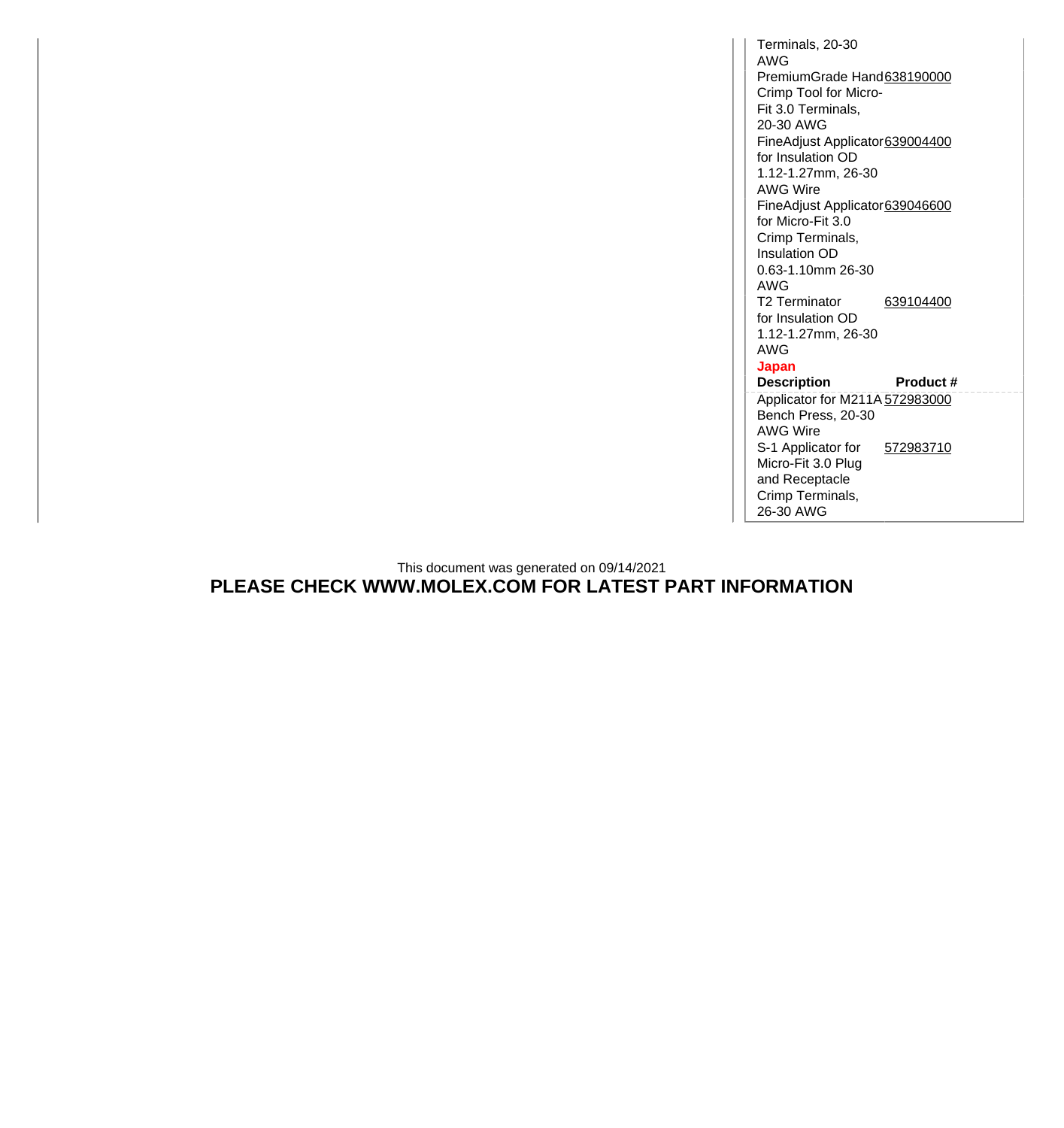| Description | Product # |
|---|---|
| Terminals, 20-30 AWG | |
| PremiumGrade Hand Crimp Tool for Micro-Fit 3.0 Terminals, 20-30 AWG | 638190000 |
| FineAdjust Applicator for Insulation OD 1.12-1.27mm, 26-30 AWG Wire | 639004400 |
| FineAdjust Applicator for Micro-Fit 3.0 Crimp Terminals, Insulation OD 0.63-1.10mm 26-30 AWG | 639046600 |
| T2 Terminator for Insulation OD 1.12-1.27mm, 26-30 AWG | 639104400 |

**Japan**

| Description | Product # |
|---|---|
| Applicator for M211A Bench Press, 20-30 AWG Wire | 572983000 |
| S-1 Applicator for Micro-Fit 3.0 Plug and Receptacle Crimp Terminals, 26-30 AWG | 572983710 |

This document was generated on 09/14/2021

**PLEASE CHECK WWW.MOLEX.COM FOR LATEST PART INFORMATION**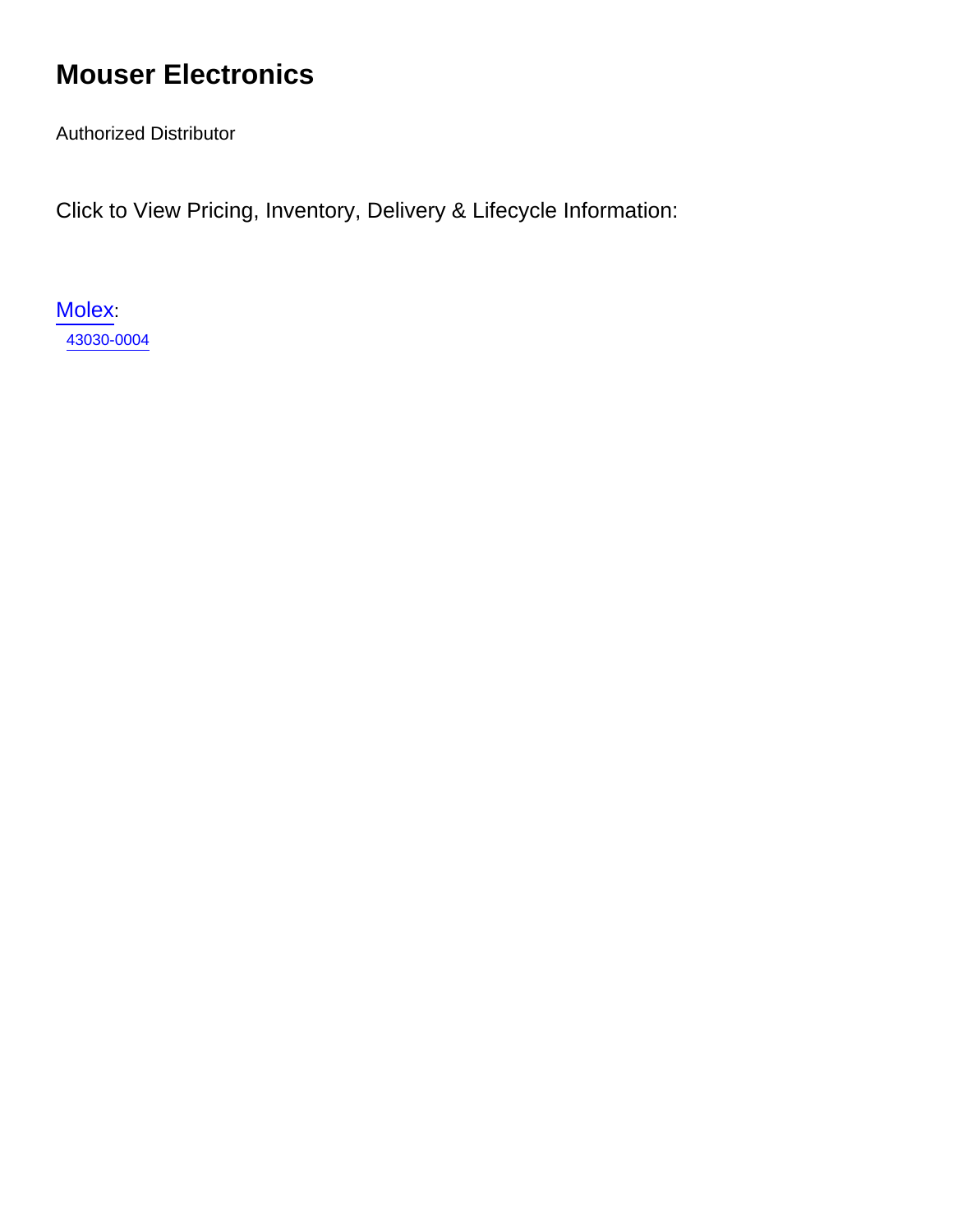# Mouser Electronics

Authorized Distributor

Click to View Pricing, Inventory, Delivery & Lifecycle Information:

Molex:

43030-0004